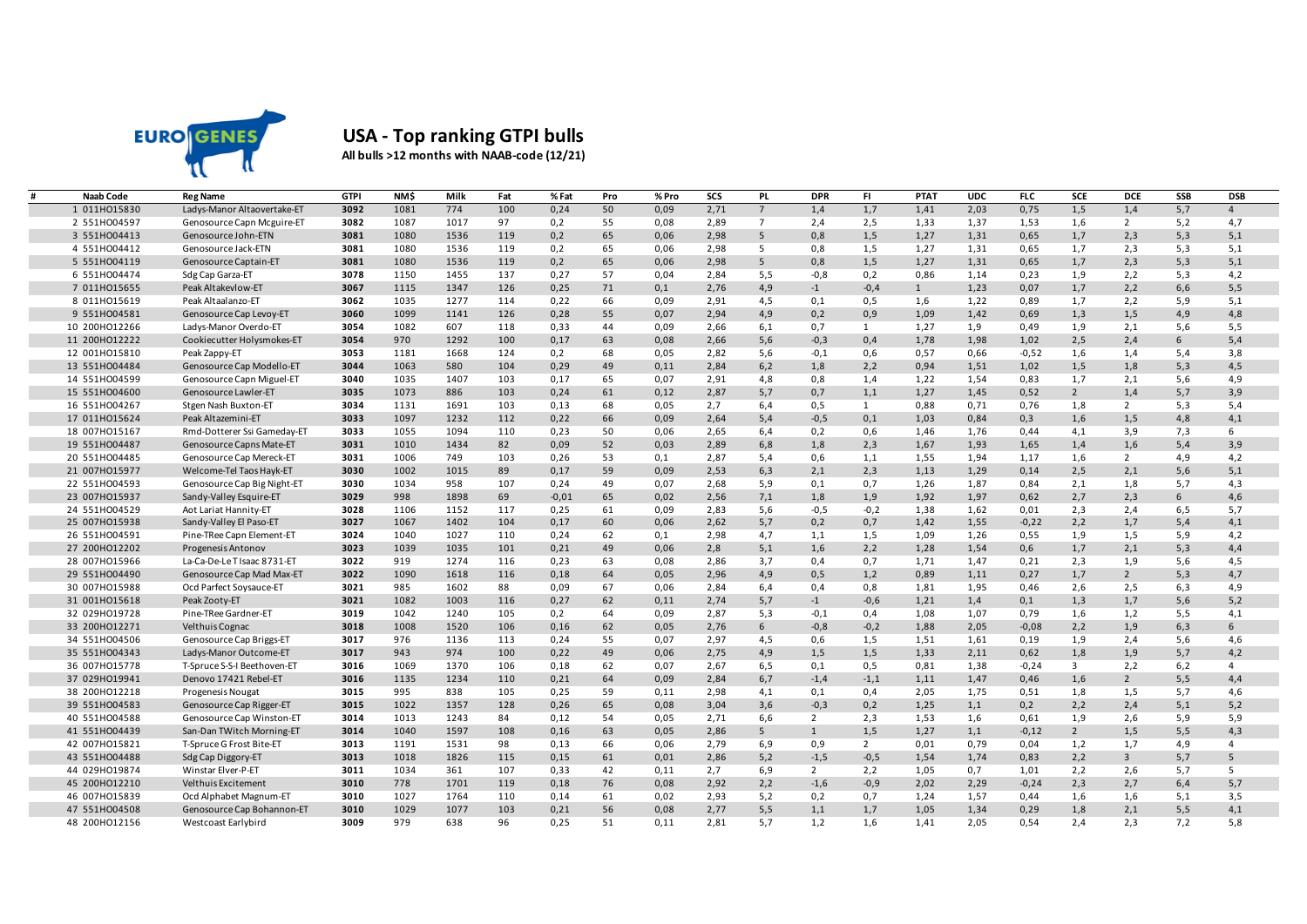EURO GENES

# USA - Top ranking GTPI bulls

**All bulls >12 months with NAAB-code (12/21)**

| # | Naab Code | Reg Name | GTPI | NM$ | Milk | Fat | % Fat | Pro | % Pro | SCS | PL | DPR | FI | PTAT | UDC | FLC | SCE | DCE | SSB | DSB |
|---|---|---|---|---|---|---|---|---|---|---|---|---|---|---|---|---|---|---|---|---|
| 1 | 011HO15830 | Ladys-Manor Altaovertake-ET | **3092** | 1081 | 774 | 100 | 0,24 | 50 | 0,09 | 2,71 | 7 | 1,4 | 1,7 | 1,41 | 2,03 | 0,75 | 1,5 | 1,4 | 5,7 | 4 |
| 2 | 551HO04597 | Genosource Capn Mcguire-ET | **3082** | 1087 | 1017 | 97 | 0,2 | 55 | 0,08 | 2,89 | 7 | 2,4 | 2,5 | 1,33 | 1,37 | 1,53 | 1,6 | 2 | 5,2 | 4,7 |
| 3 | 551HO04413 | Genosource John-ETN | **3081** | 1080 | 1536 | 119 | 0,2 | 65 | 0,06 | 2,98 | 5 | 0,8 | 1,5 | 1,27 | 1,31 | 0,65 | 1,7 | 2,3 | 5,3 | 5,1 |
| 4 | 551HO04412 | Genosource Jack-ETN | **3081** | 1080 | 1536 | 119 | 0,2 | 65 | 0,06 | 2,98 | 5 | 0,8 | 1,5 | 1,27 | 1,31 | 0,65 | 1,7 | 2,3 | 5,3 | 5,1 |
| 5 | 551HO04119 | Genosource Captain-ET | **3081** | 1080 | 1536 | 119 | 0,2 | 65 | 0,06 | 2,98 | 5 | 0,8 | 1,5 | 1,27 | 1,31 | 0,65 | 1,7 | 2,3 | 5,3 | 5,1 |
| 6 | 551HO04474 | Sdg Cap Garza-ET | **3078** | 1150 | 1455 | 137 | 0,27 | 57 | 0,04 | 2,84 | 5,5 | -0,8 | 0,2 | 0,86 | 1,14 | 0,23 | 1,9 | 2,2 | 5,3 | 4,2 |
| 7 | 011HO15655 | Peak Altakevlow-ET | **3067** | 1115 | 1347 | 126 | 0,25 | 71 | 0,1 | 2,76 | 4,9 | -1 | -0,4 | 1 | 1,23 | 0,07 | 1,7 | 2,2 | 6,6 | 5,5 |
| 8 | 011HO15619 | Peak Altaalanzo-ET | **3062** | 1035 | 1277 | 114 | 0,22 | 66 | 0,09 | 2,91 | 4,5 | 0,1 | 0,5 | 1,6 | 1,22 | 0,89 | 1,7 | 2,2 | 5,9 | 5,1 |
| 9 | 551HO04581 | Genosource Cap Levoy-ET | **3060** | 1099 | 1141 | 126 | 0,28 | 55 | 0,07 | 2,94 | 4,9 | 0,2 | 0,9 | 1,09 | 1,42 | 0,69 | 1,3 | 1,5 | 4,9 | 4,8 |
| 10 | 200HO12266 | Ladys-Manor Overdo-ET | **3054** | 1082 | 607 | 118 | 0,33 | 44 | 0,09 | 2,66 | 6,1 | 0,7 | 1 | 1,27 | 1,9 | 0,49 | 1,9 | 2,1 | 5,6 | 5,5 |
| 11 | 200HO12222 | Cookiecutter Holysmokes-ET | **3054** | 970 | 1292 | 100 | 0,17 | 63 | 0,08 | 2,66 | 5,6 | -0,3 | 0,4 | 1,78 | 1,98 | 1,02 | 2,5 | 2,4 | 6 | 5,4 |
| 12 | 001HO15810 | Peak Zappy-ET | **3053** | 1181 | 1668 | 124 | 0,2 | 68 | 0,05 | 2,82 | 5,6 | -0,1 | 0,6 | 0,57 | 0,66 | -0,52 | 1,6 | 1,4 | 5,4 | 3,8 |
| 13 | 551HO04484 | Genosource Cap Modello-ET | **3044** | 1063 | 580 | 104 | 0,29 | 49 | 0,11 | 2,84 | 6,2 | 1,8 | 2,2 | 0,94 | 1,51 | 1,02 | 1,5 | 1,8 | 5,3 | 4,5 |
| 14 | 551HO04599 | Genosource Capn Miguel-ET | **3040** | 1035 | 1407 | 103 | 0,17 | 65 | 0,07 | 2,91 | 4,8 | 0,8 | 1,4 | 1,22 | 1,54 | 0,83 | 1,7 | 2,1 | 5,6 | 4,9 |
| 15 | 551HO04600 | Genosource Lawler-ET | **3035** | 1073 | 886 | 103 | 0,24 | 61 | 0,12 | 2,87 | 5,7 | 0,7 | 1,1 | 1,27 | 1,45 | 0,52 | 2 | 1,4 | 5,7 | 3,9 |
| 16 | 551HO04267 | Stgen Nash Buxton-ET | **3034** | 1131 | 1691 | 103 | 0,13 | 68 | 0,05 | 2,7 | 6,4 | 0,5 | 1 | 0,88 | 0,71 | 0,76 | 1,8 | 2 | 5,3 | 5,4 |
| 17 | 011HO15624 | Peak Altazemini-ET | **3033** | 1097 | 1232 | 112 | 0,22 | 66 | 0,09 | 2,64 | 5,4 | -0,5 | 0,1 | 1,03 | 0,84 | 0,3 | 1,6 | 1,5 | 4,8 | 4,1 |
| 18 | 007HO15167 | Rmd-Dotterer Ssi Gameday-ET | **3033** | 1055 | 1094 | 110 | 0,23 | 50 | 0,06 | 2,65 | 6,4 | 0,2 | 0,6 | 1,46 | 1,76 | 0,44 | 4,1 | 3,9 | 7,3 | 6 |
| 19 | 551HO04487 | Genosource Capns Mate-ET | **3031** | 1010 | 1434 | 82 | 0,09 | 52 | 0,03 | 2,89 | 6,8 | 1,8 | 2,3 | 1,67 | 1,93 | 1,65 | 1,4 | 1,6 | 5,4 | 3,9 |
| 20 | 551HO04485 | Genosource Cap Mereck-ET | **3031** | 1006 | 749 | 103 | 0,26 | 53 | 0,1 | 2,87 | 5,4 | 0,6 | 1,1 | 1,55 | 1,94 | 1,17 | 1,6 | 2 | 4,9 | 4,2 |
| 21 | 007HO15977 | Welcome-Tel Taos Hayk-ET | **3030** | 1002 | 1015 | 89 | 0,17 | 59 | 0,09 | 2,53 | 6,3 | 2,1 | 2,3 | 1,13 | 1,29 | 0,14 | 2,5 | 2,1 | 5,6 | 5,1 |
| 22 | 551HO04593 | Genosource Cap Big Night-ET | **3030** | 1034 | 958 | 107 | 0,24 | 49 | 0,07 | 2,68 | 5,9 | 0,1 | 0,7 | 1,26 | 1,87 | 0,84 | 2,1 | 1,8 | 5,7 | 4,3 |
| 23 | 007HO15937 | Sandy-Valley Esquire-ET | **3029** | 998 | 1898 | 69 | -0,01 | 65 | 0,02 | 2,56 | 7,1 | 1,8 | 1,9 | 1,92 | 1,97 | 0,62 | 2,7 | 2,3 | 6 | 4,6 |
| 24 | 551HO04529 | Aot Lariat Hannity-ET | **3028** | 1106 | 1152 | 117 | 0,25 | 61 | 0,09 | 2,83 | 5,6 | -0,5 | -0,2 | 1,38 | 1,62 | 0,01 | 2,3 | 2,4 | 6,5 | 5,7 |
| 25 | 007HO15938 | Sandy-Valley El Paso-ET | **3027** | 1067 | 1402 | 104 | 0,17 | 60 | 0,06 | 2,62 | 5,7 | 0,2 | 0,7 | 1,42 | 1,55 | -0,22 | 2,2 | 1,7 | 5,4 | 4,1 |
| 26 | 551HO04591 | Pine-TRee Capn Element-ET | **3024** | 1040 | 1027 | 110 | 0,24 | 62 | 0,1 | 2,98 | 4,7 | 1,1 | 1,5 | 1,09 | 1,26 | 0,55 | 1,9 | 1,5 | 5,9 | 4,2 |
| 27 | 200HO12202 | Progenesis Antonov | **3023** | 1039 | 1035 | 101 | 0,21 | 49 | 0,06 | 2,8 | 5,1 | 1,6 | 2,2 | 1,28 | 1,54 | 0,6 | 1,7 | 2,1 | 5,3 | 4,4 |
| 28 | 007HO15966 | La-Ca-De-Le T Isaac 8731-ET | **3022** | 919 | 1274 | 116 | 0,23 | 63 | 0,08 | 2,86 | 3,7 | 0,4 | 0,7 | 1,71 | 1,47 | 0,21 | 2,3 | 1,9 | 5,6 | 4,5 |
| 29 | 551HO04490 | Genosource Cap Mad Max-ET | **3022** | 1090 | 1618 | 116 | 0,18 | 64 | 0,05 | 2,96 | 4,9 | 0,5 | 1,2 | 0,89 | 1,11 | 0,27 | 1,7 | 2 | 5,3 | 4,7 |
| 30 | 007HO15988 | Ocd Parfect Soysauce-ET | **3021** | 985 | 1602 | 88 | 0,09 | 67 | 0,06 | 2,84 | 6,4 | 0,4 | 0,8 | 1,81 | 1,95 | 0,46 | 2,6 | 2,5 | 6,3 | 4,9 |
| 31 | 001HO15618 | Peak Zooty-ET | **3021** | 1082 | 1003 | 116 | 0,27 | 62 | 0,11 | 2,74 | 5,7 | -1 | -0,6 | 1,21 | 1,4 | 0,1 | 1,3 | 1,7 | 5,6 | 5,2 |
| 32 | 029HO19728 | Pine-TRee Gardner-ET | **3019** | 1042 | 1240 | 105 | 0,2 | 64 | 0,09 | 2,87 | 5,3 | -0,1 | 0,4 | 1,08 | 1,07 | 0,79 | 1,6 | 1,2 | 5,5 | 4,1 |
| 33 | 200HO12271 | Velthuis Cognac | **3018** | 1008 | 1520 | 106 | 0,16 | 62 | 0,05 | 2,76 | 6 | -0,8 | -0,2 | 1,88 | 2,05 | -0,08 | 2,2 | 1,9 | 6,3 | 6 |
| 34 | 551HO04506 | Genosource Cap Briggs-ET | **3017** | 976 | 1136 | 113 | 0,24 | 55 | 0,07 | 2,97 | 4,5 | 0,6 | 1,5 | 1,51 | 1,61 | 0,19 | 1,9 | 2,4 | 5,6 | 4,6 |
| 35 | 551HO04343 | Ladys-Manor Outcome-ET | **3017** | 943 | 974 | 100 | 0,22 | 49 | 0,06 | 2,75 | 4,9 | 1,5 | 1,5 | 1,33 | 2,11 | 0,62 | 1,8 | 1,9 | 5,7 | 4,2 |
| 36 | 007HO15778 | T-Spruce S-S-I Beethoven-ET | **3016** | 1069 | 1370 | 106 | 0,18 | 62 | 0,07 | 2,67 | 6,5 | 0,1 | 0,5 | 0,81 | 1,38 | -0,24 | 3 | 2,2 | 6,2 | 4 |
| 37 | 029HO19941 | Denovo 17421 Rebel-ET | **3016** | 1135 | 1234 | 110 | 0,21 | 64 | 0,09 | 2,84 | 6,7 | -1,4 | -1,1 | 1,11 | 1,47 | 0,46 | 1,6 | 2 | 5,5 | 4,4 |
| 38 | 200HO12218 | Progenesis Nougat | **3015** | 995 | 838 | 105 | 0,25 | 59 | 0,11 | 2,98 | 4,1 | 0,1 | 0,4 | 2,05 | 1,75 | 0,51 | 1,8 | 1,5 | 5,7 | 4,6 |
| 39 | 551HO04583 | Genosource Cap Rigger-ET | **3015** | 1022 | 1357 | 128 | 0,26 | 65 | 0,08 | 3,04 | 3,6 | -0,3 | 0,2 | 1,25 | 1,1 | 0,2 | 2,2 | 2,4 | 5,1 | 5,2 |
| 40 | 551HO04588 | Genosource Cap Winston-ET | **3014** | 1013 | 1243 | 84 | 0,12 | 54 | 0,05 | 2,71 | 6,6 | 2 | 2,3 | 1,53 | 1,6 | 0,61 | 1,9 | 2,6 | 5,9 | 5,9 |
| 41 | 551HO04439 | San-Dan TWitch Morning-ET | **3014** | 1040 | 1597 | 108 | 0,16 | 63 | 0,05 | 2,86 | 5 | 1 | 1,5 | 1,27 | 1,1 | -0,12 | 2 | 1,5 | 5,5 | 4,3 |
| 42 | 007HO15821 | T-Spruce G Frost Bite-ET | **3013** | 1191 | 1531 | 98 | 0,13 | 66 | 0,06 | 2,79 | 6,9 | 0,9 | 2 | 0,01 | 0,79 | 0,04 | 1,2 | 1,7 | 4,9 | 4 |
| 43 | 551HO04488 | Sdg Cap Diggory-ET | **3013** | 1018 | 1826 | 115 | 0,15 | 61 | 0,01 | 2,86 | 5,2 | -1,5 | -0,5 | 1,54 | 1,74 | 0,83 | 2,2 | 3 | 5,7 | 5 |
| 44 | 029HO19874 | Winstar Elver-P-ET | **3011** | 1034 | 361 | 107 | 0,33 | 42 | 0,11 | 2,7 | 6,9 | 2 | 2,2 | 1,05 | 0,7 | 1,01 | 2,2 | 2,6 | 5,7 | 5 |
| 45 | 200HO12210 | Velthuis Excitement | **3010** | 778 | 1701 | 119 | 0,18 | 76 | 0,08 | 2,92 | 2,2 | -1,6 | -0,9 | 2,02 | 2,29 | -0,24 | 2,3 | 2,7 | 6,4 | 5,7 |
| 46 | 007HO15839 | Ocd Alphabet Magnum-ET | **3010** | 1027 | 1764 | 110 | 0,14 | 61 | 0,02 | 2,93 | 5,2 | 0,2 | 0,7 | 1,24 | 1,57 | 0,44 | 1,6 | 1,6 | 5,1 | 3,5 |
| 47 | 551HO04508 | Genosource Cap Bohannon-ET | **3010** | 1029 | 1077 | 103 | 0,21 | 56 | 0,08 | 2,77 | 5,5 | 1,1 | 1,7 | 1,05 | 1,34 | 0,29 | 1,8 | 2,1 | 5,5 | 4,1 |
| 48 | 200HO12156 | Westcoast Earlybird | **3009** | 979 | 638 | 96 | 0,25 | 51 | 0,11 | 2,81 | 5,7 | 1,2 | 1,6 | 1,41 | 2,05 | 0,54 | 2,4 | 2,3 | 7,2 | 5,8 |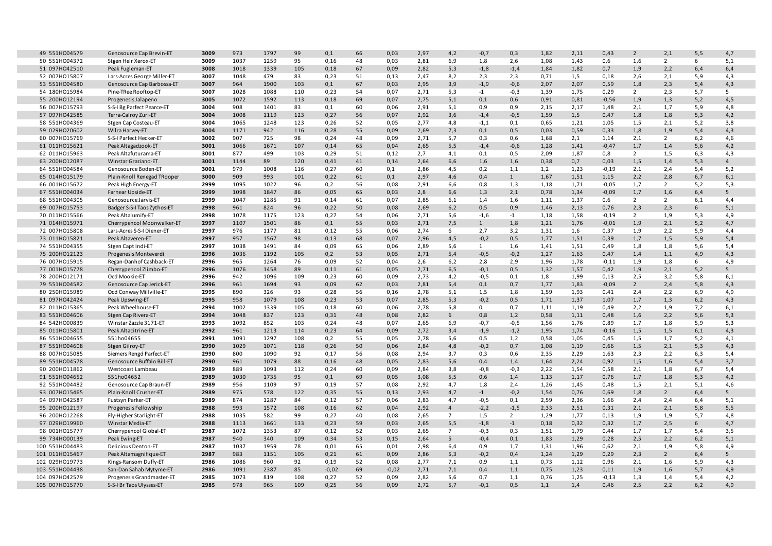| 49 551HO04579 | Genosource Cap Brevin-ET | 3009 | 973 | 1797 | 99 | 0,1 | 66 | 0,03 | 2,97 | 4,2 | -0,7 | 0,3 | 1,82 | 2,11 | 0,43 | 2 | 2,1 | 5,5 | 4,7 |
|---|---|---|---|---|---|---|---|---|---|---|---|---|---|---|---|---|---|---|---|
| 50 551HO04372 | Stgen Heir Xerox-ET | 3009 | 1037 | 1259 | 95 | 0,16 | 48 | 0,03 | 2,81 | 6,9 | 1,8 | 2,6 | 1,08 | 1,43 | 0,6 | 1,6 | 2 | 6 | 5,1 |
| 51 097HO42510 | Peak Fugleman-ET | 3008 | 1018 | 1339 | 105 | 0,18 | 67 | 0,09 | 2,82 | 5,3 | -1,8 | -1,4 | 1,84 | 1,82 | 0,7 | 1,9 | 2,2 | 6,4 | 6,4 |
| 52 007HO15807 | Lars-Acres George Miller-ET | 3007 | 1048 | 479 | 83 | 0,23 | 51 | 0,13 | 2,47 | 8,2 | 2,3 | 2,3 | 0,71 | 1,5 | 0,18 | 2,6 | 2,1 | 5,9 | 4,3 |
| 53 551HO04580 | Genosource Cap Barbossa-ET | 3007 | 964 | 1900 | 103 | 0,1 | 67 | 0,03 | 2,95 | 3,9 | -1,9 | -0,6 | 2,07 | 2,07 | 0,59 | 1,8 | 2,3 | 5,4 | 4,3 |
| 54 180HO15984 | Pine-TRee Rooftop-ET | 3007 | 1028 | 1088 | 110 | 0,23 | 54 | 0,07 | 2,71 | 5,3 | -1 | -0,3 | 1,39 | 1,75 | 0,29 | 2 | 2,3 | 5,7 | 5 |
| 55 200HO12194 | Progenesis Jalapeno | 3005 | 1072 | 1592 | 113 | 0,18 | 69 | 0,07 | 2,75 | 5,1 | 0,1 | 0,6 | 0,91 | 0,81 | -0,56 | 1,9 | 1,3 | 5,2 | 4,5 |
| 56 007HO15793 | S-S-I Bg Parfect Pearce-ET | 3004 | 908 | 1401 | 83 | 0,1 | 60 | 0,06 | 2,91 | 5,1 | 0,9 | 0,9 | 2,15 | 2,17 | 1,48 | 2,1 | 1,7 | 5,9 | 4,8 |
| 57 097HO42585 | Terra-Calroy Zuri-ET | 3004 | 1008 | 1119 | 123 | 0,27 | 56 | 0,07 | 2,92 | 3,6 | -1,4 | -0,5 | 1,59 | 1,5 | 0,47 | 1,8 | 1,8 | 5,3 | 4,2 |
| 58 551HO04369 | Stgen Cap Costeau-ET | 3004 | 1065 | 1248 | 123 | 0,26 | 52 | 0,05 | 2,77 | 4,8 | -1,1 | 0,1 | 0,65 | 1,21 | 1,05 | 1,5 | 2,1 | 5,2 | 3,8 |
| 59 029HO20602 | Wilra Harvey-ET | 3004 | 1171 | 942 | 116 | 0,28 | 55 | 0,09 | 2,69 | 7,3 | 0,1 | 0,5 | 0,03 | 0,59 | 0,33 | 1,8 | 1,9 | 5,4 | 4,3 |
| 60 007HO15769 | S-S-I Parfect Hecker-ET | 3002 | 907 | 725 | 98 | 0,24 | 48 | 0,09 | 2,71 | 5,7 | 0,3 | 0,6 | 1,68 | 2,1 | 1,14 | 2,1 | 2 | 6,2 | 4,6 |
| 61 011HO15621 | Peak Altagadzook-ET | 3001 | 1066 | 1671 | 107 | 0,14 | 65 | 0,04 | 2,65 | 5,5 | -1,4 | -0,6 | 1,28 | 1,41 | -0,47 | 1,7 | 1,4 | 5,6 | 4,2 |
| 62 011HO15963 | Peak Altafuturama-ET | 3001 | 877 | 499 | 103 | 0,29 | 51 | 0,12 | 2,7 | 4,1 | 0,1 | 0,5 | 2,09 | 1,87 | 0,8 | 2 | 1,5 | 6,3 | 4,3 |
| 63 200HO12087 | Winstar Graziano-ET | 3001 | 1144 | 89 | 120 | 0,41 | 41 | 0,14 | 2,64 | 6,6 | 1,6 | 1,6 | 0,38 | 0,7 | 0,03 | 1,5 | 1,4 | 5,3 | 4 |
| 64 551HO04584 | Genosource Boden-ET | 3001 | 979 | 1008 | 116 | 0,27 | 60 | 0,1 | 2,86 | 4,5 | 0,2 | 1,1 | 1,2 | 1,23 | -0,19 | 2,1 | 2,4 | 5,4 | 5,2 |
| 65 014HO15179 | Plain-Knoll Renegad TRooper | 3000 | 909 | 993 | 101 | 0,22 | 61 | 0,1 | 2,97 | 4,6 | 0,4 | 1 | 1,67 | 1,51 | 1,15 | 2,2 | 2,8 | 6,7 | 6,1 |
| 66 001HO15672 | Peak High Energy-ET | 2999 | 1095 | 1022 | 96 | 0,2 | 56 | 0,08 | 2,91 | 6,6 | 0,8 | 1,3 | 1,18 | 1,71 | -0,05 | 1,7 | 2 | 5,2 | 5,3 |
| 67 551HO04034 | Farnear Upside-ET | 2999 | 1098 | 1847 | 86 | 0,05 | 65 | 0,03 | 2,8 | 6,6 | 1,3 | 2,1 | 0,78 | 1,34 | -0,09 | 1,7 | 1,6 | 6,4 | 5 |
| 68 551HO04305 | Genosource Jarvis-ET | 2999 | 1047 | 1285 | 91 | 0,14 | 61 | 0,07 | 2,85 | 6,1 | 1,4 | 1,6 | 1,11 | 1,37 | 0,6 | 2 | 2 | 6,1 | 4,4 |
| 69 007HO15753 | Badger S-S-I Taos Zythos-ET | 2998 | 961 | 824 | 96 | 0,22 | 50 | 0,08 | 2,69 | 6,2 | 0,5 | 0,9 | 1,46 | 2,13 | 0,76 | 2,3 | 2,3 | 6 | 5,1 |
| 70 011HO15566 | Peak Altalumify-ET | 2998 | 1078 | 1175 | 123 | 0,27 | 54 | 0,06 | 2,71 | 5,6 | -1,6 | -1 | 1,18 | 1,58 | -0,19 | 2 | 1,9 | 5,3 | 4,9 |
| 71 014HO15971 | Cherrypencol Moonwalker-ET | 2997 | 1107 | 1501 | 86 | 0,1 | 55 | 0,03 | 2,71 | 7,5 | 1 | 1,8 | 1,21 | 1,76 | -0,01 | 1,9 | 2,1 | 5,2 | 4,7 |
| 72 007HO15808 | Lars-Acres S-S-I Diener-ET | 2997 | 976 | 1177 | 81 | 0,12 | 55 | 0,06 | 2,74 | 6 | 2,7 | 3,2 | 1,31 | 1,6 | 0,37 | 1,9 | 2,2 | 5,9 | 4,4 |
| 73 011HO15821 | Peak Altaveren-ET | 2997 | 957 | 1567 | 98 | 0,13 | 68 | 0,07 | 2,96 | 4,5 | -0,2 | 0,5 | 1,77 | 1,51 | 0,39 | 1,7 | 1,5 | 5,9 | 5,4 |
| 74 551HO04355 | Stgen Capt Indi-ET | 2997 | 1038 | 1491 | 84 | 0,09 | 65 | 0,06 | 2,89 | 5,6 | 1 | 1,6 | 1,41 | 1,51 | 0,49 | 1,8 | 1,8 | 5,6 | 5,4 |
| 75 200HO12123 | Progenesis Monteverdi | 2996 | 1036 | 1192 | 105 | 0,2 | 53 | 0,05 | 2,71 | 5,4 | -0,5 | -0,2 | 1,27 | 1,63 | 0,47 | 1,4 | 1,1 | 4,9 | 4,3 |
| 76 007HO15915 | Regan-Danhof Cashback-ET | 2996 | 965 | 1264 | 76 | 0,09 | 52 | 0,04 | 2,6 | 6,2 | 2,8 | 2,9 | 1,96 | 1,78 | -0,11 | 1,9 | 1,8 | 6 | 4,9 |
| 77 001HO15778 | Cherrypencol Zlimbo-ET | 2996 | 1076 | 1458 | 89 | 0,11 | 61 | 0,05 | 2,71 | 6,5 | -0,1 | 0,5 | 1,32 | 1,57 | 0,42 | 1,9 | 2,1 | 5,2 | 5 |
| 78 200HO12171 | Ocd Mookie-ET | 2996 | 942 | 1096 | 109 | 0,23 | 60 | 0,09 | 2,73 | 4,2 | -0,5 | 0,1 | 1,8 | 1,99 | 0,13 | 2,5 | 3,2 | 5,8 | 6,1 |
| 79 551HO04582 | Genosource Cap Jerick-ET | 2996 | 961 | 1694 | 93 | 0,09 | 62 | 0,03 | 2,81 | 5,4 | 0,1 | 0,7 | 1,77 | 1,83 | -0,09 | 2 | 2,4 | 5,8 | 4,3 |
| 80 250HO15989 | Ocd Conway Millville-ET | 2995 | 890 | 326 | 93 | 0,28 | 56 | 0,16 | 2,78 | 5,1 | 1,5 | 1,8 | 1,59 | 1,93 | 0,41 | 2,4 | 2,2 | 6,9 | 4,9 |
| 81 097HO42424 | Peak Upswing-ET | 2995 | 958 | 1079 | 108 | 0,23 | 53 | 0,07 | 2,85 | 5,3 | -0,2 | 0,5 | 1,71 | 1,37 | 1,07 | 1,7 | 1,3 | 6,2 | 4,3 |
| 82 011HO15365 | Peak Wheelhouse-ET | 2994 | 1002 | 1339 | 105 | 0,18 | 60 | 0,06 | 2,78 | 5,8 | 0 | 0,7 | 1,11 | 1,19 | 0,49 | 2,2 | 1,9 | 7,2 | 6,1 |
| 83 551HO04606 | Stgen Cap Rivera-ET | 2994 | 1048 | 837 | 123 | 0,31 | 48 | 0,08 | 2,82 | 6 | 0,8 | 1,2 | 0,58 | 1,11 | 0,48 | 1,6 | 2,2 | 5,6 | 5,3 |
| 84 542HO00839 | Winstar Zazzle 3171-ET | 2993 | 1092 | 852 | 103 | 0,24 | 48 | 0,07 | 2,65 | 6,9 | -0,7 | -0,5 | 1,56 | 1,76 | 0,89 | 1,7 | 1,8 | 5,9 | 5,3 |
| 85 011HO15801 | Peak Altacitrine-ET | 2992 | 961 | 1213 | 114 | 0,23 | 64 | 0,09 | 2,72 | 3,4 | -1,9 | -1,2 | 1,95 | 1,74 | -0,16 | 1,5 | 1,5 | 6,1 | 4,3 |
| 86 551HO04655 | 551ho04655 | 2991 | 1091 | 1297 | 108 | 0,2 | 55 | 0,05 | 2,78 | 5,6 | 0,5 | 1,2 | 0,58 | 1,05 | 0,45 | 1,5 | 1,7 | 5,2 | 4,1 |
| 87 551HO04608 | Stgen Gilroy-ET | 2990 | 1029 | 1071 | 118 | 0,26 | 50 | 0,06 | 2,84 | 4,8 | -0,2 | 0,7 | 1,08 | 1,19 | 0,66 | 1,5 | 2,1 | 5,3 | 4,3 |
| 88 007HO15085 | Siemers Rengd Parfect-ET | 2990 | 800 | 1090 | 92 | 0,17 | 56 | 0,08 | 2,94 | 3,7 | 0,3 | 0,6 | 2,35 | 2,29 | 1,63 | 2,3 | 2,2 | 6,3 | 5,4 |
| 89 551HO04578 | Genosource Buffalo Bill-ET | 2990 | 961 | 1079 | 88 | 0,16 | 48 | 0,05 | 2,83 | 5,6 | 0,4 | 1,4 | 1,64 | 2,24 | 0,92 | 1,5 | 1,6 | 5,4 | 3,7 |
| 90 200HO11862 | Westcoast Lambeau | 2989 | 889 | 1093 | 112 | 0,24 | 60 | 0,09 | 2,84 | 3,8 | -0,8 | -0,3 | 2,22 | 1,54 | 0,58 | 2,1 | 1,8 | 6,7 | 5,4 |
| 91 551HO04652 | 551ho04652 | 2989 | 1030 | 1735 | 95 | 0,1 | 69 | 0,05 | 3,08 | 5,5 | 0,6 | 1,4 | 1,13 | 1,17 | 0,76 | 1,7 | 1,8 | 5,3 | 4,2 |
| 92 551HO04482 | Genosource Cap Braun-ET | 2989 | 956 | 1109 | 97 | 0,19 | 57 | 0,08 | 2,92 | 4,7 | 1,8 | 2,4 | 1,26 | 1,45 | 0,48 | 1,5 | 2,1 | 5,1 | 4,6 |
| 93 007HO15465 | Plain-Knoll Crusher-ET | 2989 | 975 | 578 | 122 | 0,35 | 55 | 0,13 | 2,93 | 4,7 | -1 | -0,2 | 1,54 | 0,76 | 0,69 | 1,8 | 2 | 6,4 | 5 |
| 94 097HO42587 | Fustsyn Parker-ET | 2989 | 874 | 1287 | 84 | 0,12 | 57 | 0,06 | 2,83 | 4,7 | -0,5 | 0,1 | 2,59 | 2,36 | 1,66 | 2,4 | 2,4 | 6,4 | 5,1 |
| 95 200HO12197 | Progenesis Fellowship | 2988 | 993 | 1572 | 108 | 0,16 | 62 | 0,04 | 2,92 | 4 | -2,2 | -1,5 | 2,33 | 2,51 | 0,31 | 2,1 | 2,1 | 5,8 | 5,5 |
| 96 200HO12268 | Fly-Higher Starlight-ET | 2988 | 1035 | 582 | 99 | 0,27 | 40 | 0,08 | 2,65 | 7 | 1,5 | 2 | 1,29 | 1,77 | 0,13 | 1,9 | 1,9 | 5,7 | 4,8 |
| 97 029HO19960 | Winstar Media-ET | 2988 | 1113 | 1661 | 133 | 0,23 | 59 | 0,03 | 2,65 | 5,5 | -1,8 | -1 | 0,18 | 0,32 | 0,32 | 1,7 | 2,5 | 6 | 4,7 |
| 98 001HO15777 | Cherrypencol Global-ET | 2987 | 1072 | 1353 | 87 | 0,12 | 52 | 0,03 | 2,65 | 7 | -0,3 | 0,3 | 1,51 | 1,79 | 0,44 | 1,7 | 1,7 | 5,4 | 3,5 |
| 99 734HO00139 | Peak Ewing-ET | 2987 | 940 | 340 | 109 | 0,34 | 53 | 0,15 | 2,64 | 5 | -0,4 | 0,1 | 1,83 | 1,29 | 0,28 | 2,5 | 2,2 | 6,2 | 5,1 |
| 100 551HO04483 | Delicious Denton-ET | 2987 | 1037 | 1959 | 78 | 0,01 | 65 | 0,01 | 2,98 | 6,4 | 0,9 | 1,7 | 1,31 | 1,96 | 0,62 | 2,1 | 1,9 | 5,8 | 4,9 |
| 101 011HO15467 | Peak Altamagnifique-ET | 2987 | 983 | 1151 | 105 | 0,21 | 61 | 0,09 | 2,86 | 5,3 | -0,2 | 0,4 | 1,24 | 1,29 | 0,29 | 2,3 | 2 | 6,4 | 5 |
| 102 029HO19773 | Kings-Ransom Duffy-ET | 2986 | 1086 | 960 | 92 | 0,19 | 52 | 0,08 | 2,77 | 7,1 | 0,9 | 1,1 | 0,73 | 1,12 | 0,96 | 2,1 | 1,6 | 5,9 | 4,3 |
| 103 551HO04438 | San-Dan Sahab Mytyme-ET | 2986 | 1091 | 2387 | 85 | -0,02 | 69 | -0,02 | 2,71 | 7,1 | 0,4 | 1,1 | 0,75 | 1,23 | 0,11 | 1,9 | 1,6 | 5,7 | 4,9 |
| 104 097HO42579 | Progenesis Grandmaster-ET | 2985 | 1073 | 819 | 108 | 0,27 | 52 | 0,09 | 2,82 | 5,6 | 0,7 | 1,1 | 0,76 | 1,25 | -0,13 | 1,3 | 1,4 | 5,4 | 4,2 |
| 105 007HO15770 | S-S-I Br Taos Ulysses-ET | 2985 | 978 | 965 | 109 | 0,25 | 56 | 0,09 | 2,72 | 5,7 | -0,1 | 0,5 | 1,1 | 1,4 | 0,46 | 2,5 | 2,2 | 6,2 | 4,9 |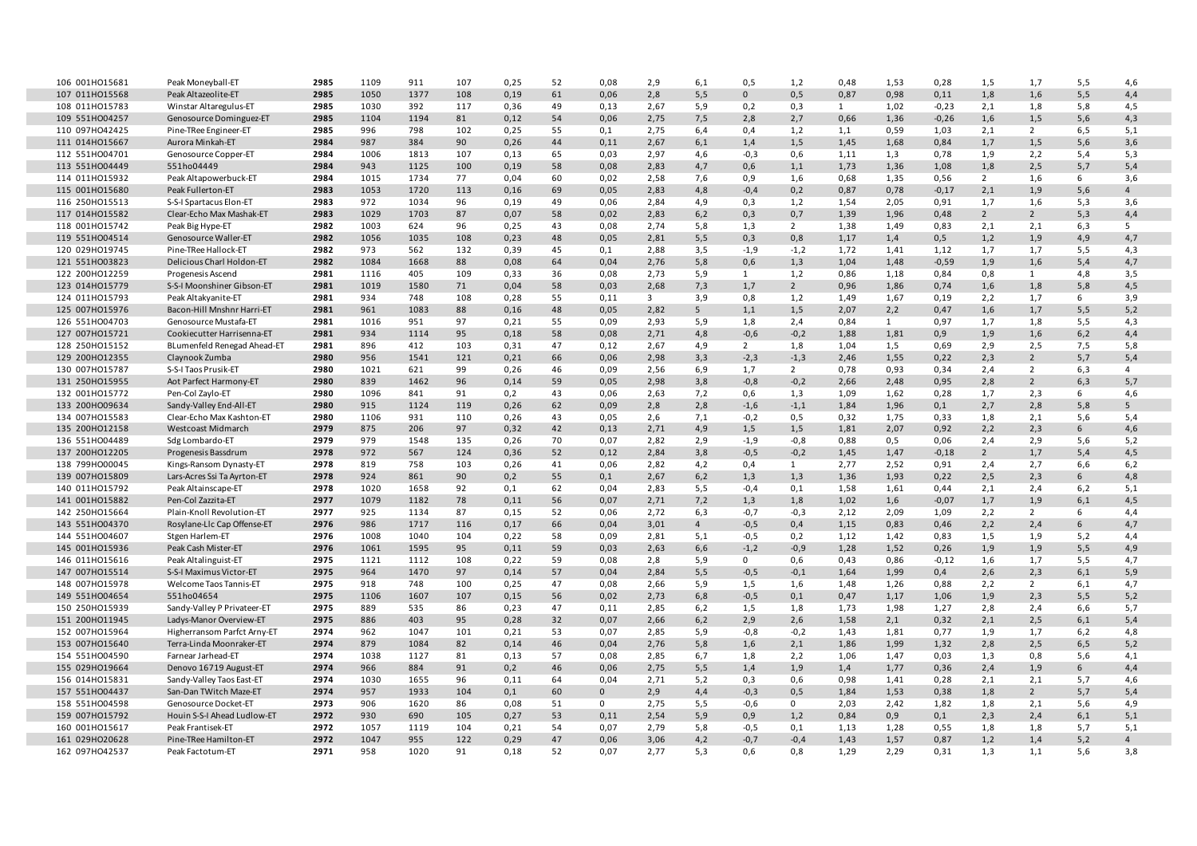| | | | | | | | | | | | | | | | | | | | |
|---|---|---|---|---|---|---|---|---|---|---|---|---|---|---|---|---|---|---|---|
| 106 001HO15681 | Peak Moneyball-ET | **2985** | 1109 | 911 | 107 | 0,25 | 52 | 0,08 | 2,9 | 6,1 | 0,5 | 1,2 | 0,48 | 1,53 | 0,28 | 1,5 | 1,7 | 5,5 | 4,6 |
| 107 011HO15568 | Peak Altazeolite-ET | **2985** | 1050 | 1377 | 108 | 0,19 | 61 | 0,06 | 2,8 | 5,5 | 0 | 0,5 | 0,87 | 0,98 | 0,11 | 1,8 | 1,6 | 5,5 | 4,4 |
| 108 011HO15783 | Winstar Altaregulus-ET | **2985** | 1030 | 392 | 117 | 0,36 | 49 | 0,13 | 2,67 | 5,9 | 0,2 | 0,3 | 1 | 1,02 | -0,23 | 2,1 | 1,8 | 5,8 | 4,5 |
| 109 551HO04257 | Genosource Dominguez-ET | **2985** | 1104 | 1194 | 81 | 0,12 | 54 | 0,06 | 2,75 | 7,5 | 2,8 | 2,7 | 0,66 | 1,36 | -0,26 | 1,6 | 1,5 | 5,6 | 4,3 |
| 110 097HO42425 | Pine-TRee Engineer-ET | **2985** | 996 | 798 | 102 | 0,25 | 55 | 0,1 | 2,75 | 6,4 | 0,4 | 1,2 | 1,1 | 0,59 | 1,03 | 2,1 | 2 | 6,5 | 5,1 |
| 111 014HO15667 | Aurora Minkah-ET | **2984** | 987 | 384 | 90 | 0,26 | 44 | 0,11 | 2,67 | 6,1 | 1,4 | 1,5 | 1,45 | 1,68 | 0,84 | 1,7 | 1,5 | 5,6 | 3,6 |
| 112 551HO04701 | Genosource Copper-ET | **2984** | 1006 | 1813 | 107 | 0,13 | 65 | 0,03 | 2,97 | 4,6 | -0,3 | 0,6 | 1,11 | 1,3 | 0,78 | 1,9 | 2,2 | 5,4 | 5,3 |
| 113 551HO04449 | 551ho04449 | **2984** | 943 | 1125 | 100 | 0,19 | 58 | 0,08 | 2,83 | 4,7 | 0,6 | 1,1 | 1,73 | 1,36 | 1,08 | 1,8 | 2,5 | 5,7 | 5,4 |
| 114 011HO15932 | Peak Altapowerbuck-ET | **2984** | 1015 | 1734 | 77 | 0,04 | 60 | 0,02 | 2,58 | 7,6 | 0,9 | 1,6 | 0,68 | 1,35 | 0,56 | 2 | 1,6 | 6 | 3,6 |
| 115 001HO15680 | Peak Fullerton-ET | **2983** | 1053 | 1720 | 113 | 0,16 | 69 | 0,05 | 2,83 | 4,8 | -0,4 | 0,2 | 0,87 | 0,78 | -0,17 | 2,1 | 1,9 | 5,6 | 4 |
| 116 250HO15513 | S-S-I Spartacus Elon-ET | **2983** | 972 | 1034 | 96 | 0,19 | 49 | 0,06 | 2,84 | 4,9 | 0,3 | 1,2 | 1,54 | 2,05 | 0,91 | 1,7 | 1,6 | 5,3 | 3,6 |
| 117 014HO15582 | Clear-Echo Max Mashak-ET | **2983** | 1029 | 1703 | 87 | 0,07 | 58 | 0,02 | 2,83 | 6,2 | 0,3 | 0,7 | 1,39 | 1,96 | 0,48 | 2 | 2 | 5,3 | 4,4 |
| 118 001HO15742 | Peak Big Hype-ET | **2982** | 1003 | 624 | 96 | 0,25 | 43 | 0,08 | 2,74 | 5,8 | 1,3 | 2 | 1,38 | 1,49 | 0,83 | 2,1 | 2,1 | 6,3 | 5 |
| 119 551HO04514 | Genosource Waller-ET | **2982** | 1056 | 1035 | 108 | 0,23 | 48 | 0,05 | 2,81 | 5,5 | 0,3 | 0,8 | 1,17 | 1,4 | 0,5 | 1,2 | 1,9 | 4,9 | 4,7 |
| 120 029HO19745 | Pine-TRee Hallock-ET | **2982** | 973 | 562 | 132 | 0,39 | 45 | 0,1 | 2,88 | 3,5 | -1,9 | -1,2 | 1,72 | 1,41 | 1,12 | 1,7 | 1,7 | 5,5 | 4,3 |
| 121 551HO03823 | Delicious Charl Holdon-ET | **2982** | 1084 | 1668 | 88 | 0,08 | 64 | 0,04 | 2,76 | 5,8 | 0,6 | 1,3 | 1,04 | 1,48 | -0,59 | 1,9 | 1,6 | 5,4 | 4,7 |
| 122 200HO12259 | Progenesis Ascend | **2981** | 1116 | 405 | 109 | 0,33 | 36 | 0,08 | 2,73 | 5,9 | 1 | 1,2 | 0,86 | 1,18 | 0,84 | 0,8 | 1 | 4,8 | 3,5 |
| 123 014HO15779 | S-S-I Moonshiner Gibson-ET | **2981** | 1019 | 1580 | 71 | 0,04 | 58 | 0,03 | 2,68 | 7,3 | 1,7 | 2 | 0,96 | 1,86 | 0,74 | 1,6 | 1,8 | 5,8 | 4,5 |
| 124 011HO15793 | Peak Altakyanite-ET | **2981** | 934 | 748 | 108 | 0,28 | 55 | 0,11 | 3 | 3,9 | 0,8 | 1,2 | 1,49 | 1,67 | 0,19 | 2,2 | 1,7 | 6 | 3,9 |
| 125 007HO15976 | Bacon-Hill Mnshnr Harri-ET | **2981** | 961 | 1083 | 88 | 0,16 | 48 | 0,05 | 2,82 | 5 | 1,1 | 1,5 | 2,07 | 2,2 | 0,47 | 1,6 | 1,7 | 5,5 | 5,2 |
| 126 551HO04703 | Genosource Mustafa-ET | **2981** | 1016 | 951 | 97 | 0,21 | 55 | 0,09 | 2,93 | 5,9 | 1,8 | 2,4 | 0,84 | 1 | 0,97 | 1,7 | 1,8 | 5,5 | 4,3 |
| 127 007HO15721 | Cookiecutter Harrisenna-ET | **2981** | 934 | 1114 | 95 | 0,18 | 58 | 0,08 | 2,71 | 4,8 | -0,6 | -0,2 | 1,88 | 1,81 | 0,9 | 1,9 | 1,6 | 6,2 | 4,4 |
| 128 250HO15152 | BLumenfeld Renegad Ahead-ET | **2981** | 896 | 412 | 103 | 0,31 | 47 | 0,12 | 2,67 | 4,9 | 2 | 1,8 | 1,04 | 1,5 | 0,69 | 2,9 | 2,5 | 7,5 | 5,8 |
| 129 200HO12355 | Claynook Zumba | **2980** | 956 | 1541 | 121 | 0,21 | 66 | 0,06 | 2,98 | 3,3 | -2,3 | -1,3 | 2,46 | 1,55 | 0,22 | 2,3 | 2 | 5,7 | 5,4 |
| 130 007HO15787 | S-S-I Taos Prusik-ET | **2980** | 1021 | 621 | 99 | 0,26 | 46 | 0,09 | 2,56 | 6,9 | 1,7 | 2 | 0,78 | 0,93 | 0,34 | 2,4 | 2 | 6,3 | 4 |
| 131 250HO15955 | Aot Parfect Harmony-ET | **2980** | 839 | 1462 | 96 | 0,14 | 59 | 0,05 | 2,98 | 3,8 | -0,8 | -0,2 | 2,66 | 2,48 | 0,95 | 2,8 | 2 | 6,3 | 5,7 |
| 132 001HO15772 | Pen-Col Zaylo-ET | **2980** | 1096 | 841 | 91 | 0,2 | 43 | 0,06 | 2,63 | 7,2 | 0,6 | 1,3 | 1,09 | 1,62 | 0,28 | 1,7 | 2,3 | 6 | 4,6 |
| 133 200HO09634 | Sandy-Valley End-All-ET | **2980** | 915 | 1124 | 119 | 0,26 | 62 | 0,09 | 2,8 | 2,8 | -1,6 | -1,1 | 1,84 | 1,96 | 0,1 | 2,7 | 2,8 | 5,8 | 5 |
| 134 007HO15583 | Clear-Echo Max Kashton-ET | **2980** | 1106 | 931 | 110 | 0,26 | 43 | 0,05 | 2,6 | 7,1 | -0,2 | 0,5 | 0,32 | 1,75 | 0,33 | 1,8 | 2,1 | 5,6 | 5,4 |
| 135 200HO12158 | Westcoast Midmarch | **2979** | 875 | 206 | 97 | 0,32 | 42 | 0,13 | 2,71 | 4,9 | 1,5 | 1,5 | 1,81 | 2,07 | 0,92 | 2,2 | 2,3 | 6 | 4,6 |
| 136 551HO04489 | Sdg Lombardo-ET | **2979** | 979 | 1548 | 135 | 0,26 | 70 | 0,07 | 2,82 | 2,9 | -1,9 | -0,8 | 0,88 | 0,5 | 0,06 | 2,4 | 2,9 | 5,6 | 5,2 |
| 137 200HO12205 | Progenesis Bassdrum | **2978** | 972 | 567 | 124 | 0,36 | 52 | 0,12 | 2,84 | 3,8 | -0,5 | -0,2 | 1,45 | 1,47 | -0,18 | 2 | 1,7 | 5,4 | 4,5 |
| 138 799HO00045 | Kings-Ransom Dynasty-ET | **2978** | 819 | 758 | 103 | 0,26 | 41 | 0,06 | 2,82 | 4,2 | 0,4 | 1 | 2,77 | 2,52 | 0,91 | 2,4 | 2,7 | 6,6 | 6,2 |
| 139 007HO15809 | Lars-Acres Ssi Ta Ayrton-ET | **2978** | 924 | 861 | 90 | 0,2 | 55 | 0,1 | 2,67 | 6,2 | 1,3 | 1,3 | 1,36 | 1,93 | 0,22 | 2,5 | 2,3 | 6 | 4,8 |
| 140 011HO15792 | Peak Altainscape-ET | **2978** | 1020 | 1658 | 92 | 0,1 | 62 | 0,04 | 2,83 | 5,5 | -0,4 | 0,1 | 1,58 | 1,61 | 0,44 | 2,1 | 2,4 | 6,2 | 5,1 |
| 141 001HO15882 | Pen-Col Zazzita-ET | **2977** | 1079 | 1182 | 78 | 0,11 | 56 | 0,07 | 2,71 | 7,2 | 1,3 | 1,8 | 1,02 | 1,6 | -0,07 | 1,7 | 1,9 | 6,1 | 4,5 |
| 142 250HO15664 | Plain-Knoll Revolution-ET | **2977** | 925 | 1134 | 87 | 0,15 | 52 | 0,06 | 2,72 | 6,3 | -0,7 | -0,3 | 2,12 | 2,09 | 1,09 | 2,2 | 2 | 6 | 4,4 |
| 143 551HO04370 | Rosylane-Llc Cap Offense-ET | **2976** | 986 | 1717 | 116 | 0,17 | 66 | 0,04 | 3,01 | 4 | -0,5 | 0,4 | 1,15 | 0,83 | 0,46 | 2,2 | 2,4 | 6 | 4,7 |
| 144 551HO04607 | Stgen Harlem-ET | **2976** | 1008 | 1040 | 104 | 0,22 | 58 | 0,09 | 2,81 | 5,1 | -0,5 | 0,2 | 1,12 | 1,42 | 0,83 | 1,5 | 1,9 | 5,2 | 4,4 |
| 145 001HO15936 | Peak Cash Mister-ET | **2976** | 1061 | 1595 | 95 | 0,11 | 59 | 0,03 | 2,63 | 6,6 | -1,2 | -0,9 | 1,28 | 1,52 | 0,26 | 1,9 | 1,9 | 5,5 | 4,9 |
| 146 011HO15616 | Peak Altalinguist-ET | **2975** | 1121 | 1112 | 108 | 0,22 | 59 | 0,08 | 2,8 | 5,9 | 0 | 0,6 | 0,43 | 0,86 | -0,12 | 1,6 | 1,7 | 5,5 | 4,7 |
| 147 007HO15514 | S-S-I Maximus Victor-ET | **2975** | 964 | 1470 | 97 | 0,14 | 57 | 0,04 | 2,84 | 5,5 | -0,5 | -0,1 | 1,64 | 1,99 | 0,4 | 2,6 | 2,3 | 6,1 | 5,9 |
| 148 007HO15978 | Welcome Taos Tannis-ET | **2975** | 918 | 748 | 100 | 0,25 | 47 | 0,08 | 2,66 | 5,9 | 1,5 | 1,6 | 1,48 | 1,26 | 0,88 | 2,2 | 2 | 6,1 | 4,7 |
| 149 551HO04654 | 551ho04654 | **2975** | 1106 | 1607 | 107 | 0,15 | 56 | 0,02 | 2,73 | 6,8 | -0,5 | 0,1 | 0,47 | 1,17 | 1,06 | 1,9 | 2,3 | 5,5 | 5,2 |
| 150 250HO15939 | Sandy-Valley P Privateer-ET | **2975** | 889 | 535 | 86 | 0,23 | 47 | 0,11 | 2,85 | 6,2 | 1,5 | 1,8 | 1,73 | 1,98 | 1,27 | 2,8 | 2,4 | 6,6 | 5,7 |
| 151 200HO11945 | Ladys-Manor Overview-ET | **2975** | 886 | 403 | 95 | 0,28 | 32 | 0,07 | 2,66 | 6,2 | 2,9 | 2,6 | 1,58 | 2,1 | 0,32 | 2,1 | 2,5 | 6,1 | 5,4 |
| 152 007HO15964 | Higherransom Parfct Arny-ET | **2974** | 962 | 1047 | 101 | 0,21 | 53 | 0,07 | 2,85 | 5,9 | -0,8 | -0,2 | 1,43 | 1,81 | 0,77 | 1,9 | 1,7 | 6,2 | 4,8 |
| 153 007HO15640 | Terra-Linda Moonraker-ET | **2974** | 879 | 1084 | 82 | 0,14 | 46 | 0,04 | 2,76 | 5,8 | 1,6 | 2,1 | 1,86 | 1,99 | 1,32 | 2,8 | 2,5 | 6,5 | 5,2 |
| 154 551HO04590 | Farnear Jarhead-ET | **2974** | 1038 | 1127 | 81 | 0,13 | 57 | 0,08 | 2,85 | 6,7 | 1,8 | 2,2 | 1,06 | 1,47 | 0,03 | 1,3 | 0,8 | 5,6 | 4,1 |
| 155 029HO19664 | Denovo 16719 August-ET | **2974** | 966 | 884 | 91 | 0,2 | 46 | 0,06 | 2,75 | 5,5 | 1,4 | 1,9 | 1,4 | 1,77 | 0,36 | 2,4 | 1,9 | 6 | 4,4 |
| 156 014HO15831 | Sandy-Valley Taos East-ET | **2974** | 1030 | 1655 | 96 | 0,11 | 64 | 0,04 | 2,71 | 5,2 | 0,3 | 0,6 | 0,98 | 1,41 | 0,28 | 2,1 | 2,1 | 5,7 | 4,6 |
| 157 551HO04437 | San-Dan TWitch Maze-ET | **2974** | 957 | 1933 | 104 | 0,1 | 60 | 0 | 2,9 | 4,4 | -0,3 | 0,5 | 1,84 | 1,53 | 0,38 | 1,8 | 2 | 5,7 | 5,4 |
| 158 551HO04598 | Genosource Docket-ET | **2973** | 906 | 1620 | 86 | 0,08 | 51 | 0 | 2,75 | 5,5 | -0,6 | 0 | 2,03 | 2,42 | 1,82 | 1,8 | 2,1 | 5,6 | 4,9 |
| 159 007HO15792 | Houin S-S-I Ahead Ludlow-ET | **2972** | 930 | 690 | 105 | 0,27 | 53 | 0,11 | 2,54 | 5,9 | 0,9 | 1,2 | 0,84 | 0,9 | 0,1 | 2,3 | 2,4 | 6,1 | 5,1 |
| 160 001HO15617 | Peak Frantisek-ET | **2972** | 1057 | 1119 | 104 | 0,21 | 54 | 0,07 | 2,79 | 5,8 | -0,5 | 0,1 | 1,13 | 1,28 | 0,55 | 1,8 | 1,8 | 5,7 | 5,1 |
| 161 029HO20628 | Pine-TRee Hamilton-ET | **2972** | 1047 | 955 | 122 | 0,29 | 47 | 0,06 | 3,06 | 4,2 | -0,7 | -0,4 | 1,43 | 1,57 | 0,87 | 1,2 | 1,4 | 5,2 | 4 |
| 162 097HO42537 | Peak Factotum-ET | **2971** | 958 | 1020 | 91 | 0,18 | 52 | 0,07 | 2,77 | 5,3 | 0,6 | 0,8 | 1,29 | 2,29 | 0,31 | 1,3 | 1,1 | 5,6 | 3,8 |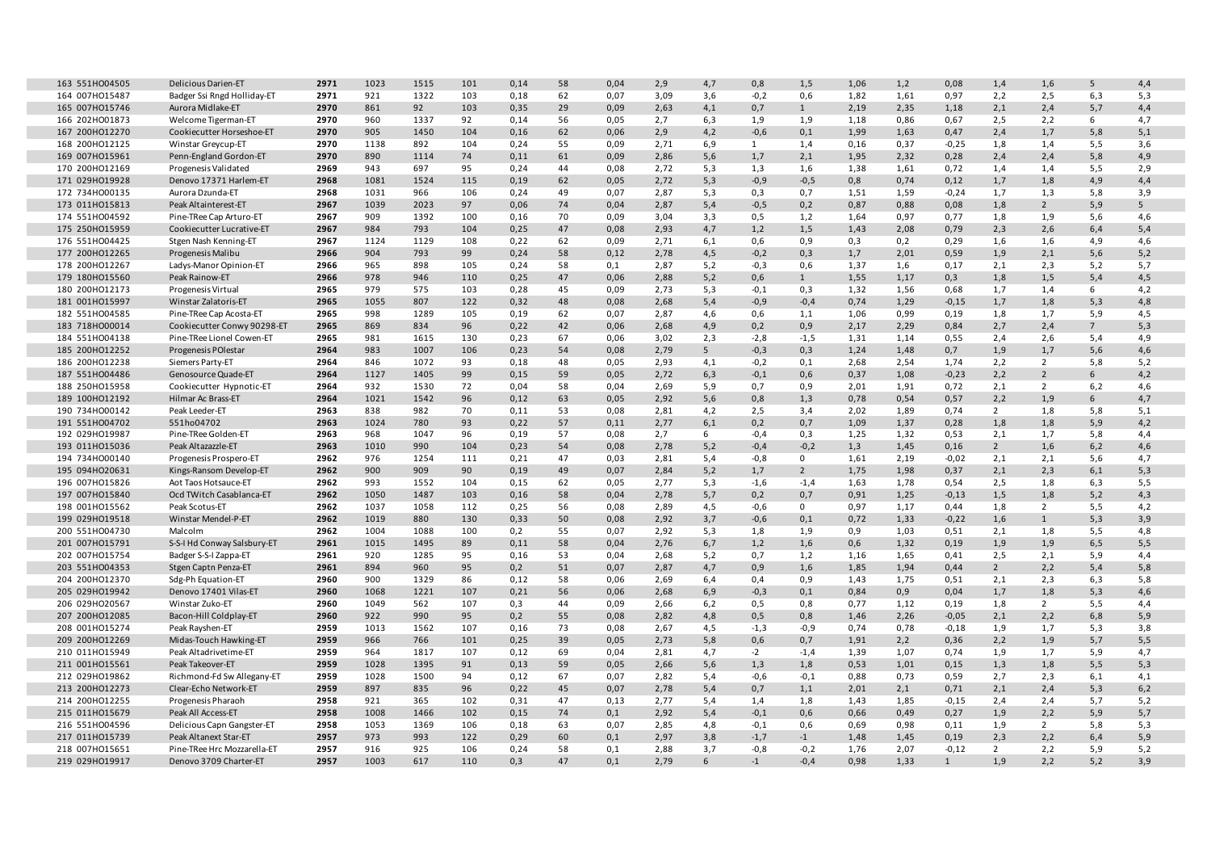| | | | | | | | | | | | | | | | | | | | |
|---|---|---|---|---|---|---|---|---|---|---|---|---|---|---|---|---|---|---|---|
| 163 551HO04505 | Delicious Darien-ET | **2971** | 1023 | 1515 | 101 | 0,14 | 58 | 0,04 | 2,9 | 4,7 | 0,8 | 1,5 | 1,06 | 1,2 | 0,08 | 1,4 | 1,6 | 5 | 4,4 |
| 164 007HO15487 | Badger Ssi Rngd Holliday-ET | **2971** | 921 | 1322 | 103 | 0,18 | 62 | 0,07 | 3,09 | 3,6 | -0,2 | 0,6 | 1,82 | 1,61 | 0,97 | 2,2 | 2,5 | 6,3 | 5,3 |
| 165 007HO15746 | Aurora Midlake-ET | **2970** | 861 | 92 | 103 | 0,35 | 29 | 0,09 | 2,63 | 4,1 | 0,7 | 1 | 2,19 | 2,35 | 1,18 | 2,1 | 2,4 | 5,7 | 4,4 |
| 166 202HO01873 | Welcome Tigerman-ET | **2970** | 960 | 1337 | 92 | 0,14 | 56 | 0,05 | 2,7 | 6,3 | 1,9 | 1,9 | 1,18 | 0,86 | 0,67 | 2,5 | 2,2 | 6 | 4,7 |
| 167 200HO12270 | Cookiecutter Horseshoe-ET | **2970** | 905 | 1450 | 104 | 0,16 | 62 | 0,06 | 2,9 | 4,2 | -0,6 | 0,1 | 1,99 | 1,63 | 0,47 | 2,4 | 1,7 | 5,8 | 5,1 |
| 168 200HO12125 | Winstar Greycup-ET | **2970** | 1138 | 892 | 104 | 0,24 | 55 | 0,09 | 2,71 | 6,9 | 1 | 1,4 | 0,16 | 0,37 | -0,25 | 1,8 | 1,4 | 5,5 | 3,6 |
| 169 007HO15961 | Penn-England Gordon-ET | **2970** | 890 | 1114 | 74 | 0,11 | 61 | 0,09 | 2,86 | 5,6 | 1,7 | 2,1 | 1,95 | 2,32 | 0,28 | 2,4 | 2,4 | 5,8 | 4,9 |
| 170 200HO12169 | Progenesis Validated | **2969** | 943 | 697 | 95 | 0,24 | 44 | 0,08 | 2,72 | 5,3 | 1,3 | 1,6 | 1,38 | 1,61 | 0,72 | 1,4 | 1,4 | 5,5 | 2,9 |
| 171 029HO19928 | Denovo 17371 Harlem-ET | **2968** | 1081 | 1524 | 115 | 0,19 | 62 | 0,05 | 2,72 | 5,3 | -0,9 | -0,5 | 0,8 | 0,74 | 0,12 | 1,7 | 1,8 | 4,9 | 4,4 |
| 172 734HO00135 | Aurora Dzunda-ET | **2968** | 1031 | 966 | 106 | 0,24 | 49 | 0,07 | 2,87 | 5,3 | 0,3 | 0,7 | 1,51 | 1,59 | -0,24 | 1,7 | 1,3 | 5,8 | 3,9 |
| 173 011HO15813 | Peak Altainterest-ET | **2967** | 1039 | 2023 | 97 | 0,06 | 74 | 0,04 | 2,87 | 5,4 | -0,5 | 0,2 | 0,87 | 0,88 | 0,08 | 1,8 | 2 | 5,9 | 5 |
| 174 551HO04592 | Pine-TRee Cap Arturo-ET | **2967** | 909 | 1392 | 100 | 0,16 | 70 | 0,09 | 3,04 | 3,3 | 0,5 | 1,2 | 1,64 | 0,97 | 0,77 | 1,8 | 1,9 | 5,6 | 4,6 |
| 175 250HO15959 | Cookiecutter Lucrative-ET | **2967** | 984 | 793 | 104 | 0,25 | 47 | 0,08 | 2,93 | 4,7 | 1,2 | 1,5 | 1,43 | 2,08 | 0,79 | 2,3 | 2,6 | 6,4 | 5,4 |
| 176 551HO04425 | Stgen Nash Kenning-ET | **2967** | 1124 | 1129 | 108 | 0,22 | 62 | 0,09 | 2,71 | 6,1 | 0,6 | 0,9 | 0,3 | 0,2 | 0,29 | 1,6 | 1,6 | 4,9 | 4,6 |
| 177 200HO12265 | Progenesis Malibu | **2966** | 904 | 793 | 99 | 0,24 | 58 | 0,12 | 2,78 | 4,5 | -0,2 | 0,3 | 1,7 | 2,01 | 0,59 | 1,9 | 2,1 | 5,6 | 5,2 |
| 178 200HO12267 | Ladys-Manor Opinion-ET | **2966** | 965 | 898 | 105 | 0,24 | 58 | 0,1 | 2,87 | 5,2 | -0,3 | 0,6 | 1,37 | 1,6 | 0,17 | 2,1 | 2,3 | 5,2 | 5,7 |
| 179 180HO15560 | Peak Rainow-ET | **2966** | 978 | 946 | 110 | 0,25 | 47 | 0,06 | 2,88 | 5,2 | 0,6 | 1 | 1,55 | 1,17 | 0,3 | 1,8 | 1,5 | 5,4 | 4,5 |
| 180 200HO12173 | Progenesis Virtual | **2965** | 979 | 575 | 103 | 0,28 | 45 | 0,09 | 2,73 | 5,3 | -0,1 | 0,3 | 1,32 | 1,56 | 0,68 | 1,7 | 1,4 | 6 | 4,2 |
| 181 001HO15997 | Winstar Zalatoris-ET | **2965** | 1055 | 807 | 122 | 0,32 | 48 | 0,08 | 2,68 | 5,4 | -0,9 | -0,4 | 0,74 | 1,29 | -0,15 | 1,7 | 1,8 | 5,3 | 4,8 |
| 182 551HO04585 | Pine-TRee Cap Acosta-ET | **2965** | 998 | 1289 | 105 | 0,19 | 62 | 0,07 | 2,87 | 4,6 | 0,6 | 1,1 | 1,06 | 0,99 | 0,19 | 1,8 | 1,7 | 5,9 | 4,5 |
| 183 718HO00014 | Cookiecutter Conwy 90298-ET | **2965** | 869 | 834 | 96 | 0,22 | 42 | 0,06 | 2,68 | 4,9 | 0,2 | 0,9 | 2,17 | 2,29 | 0,84 | 2,7 | 2,4 | 7 | 5,3 |
| 184 551HO04138 | Pine-TRee Lionel Cowen-ET | **2965** | 981 | 1615 | 130 | 0,23 | 67 | 0,06 | 3,02 | 2,3 | -2,8 | -1,5 | 1,31 | 1,14 | 0,55 | 2,4 | 2,6 | 5,4 | 4,9 |
| 185 200HO12252 | Progenesis POlestar | **2964** | 983 | 1007 | 106 | 0,23 | 54 | 0,08 | 2,79 | 5 | -0,3 | 0,3 | 1,24 | 1,48 | 0,7 | 1,9 | 1,7 | 5,6 | 4,6 |
| 186 200HO12238 | Siemers Party-ET | **2964** | 846 | 1072 | 93 | 0,18 | 48 | 0,05 | 2,93 | 4,1 | -0,2 | 0,1 | 2,68 | 2,54 | 1,74 | 2,2 | 2 | 5,8 | 5,2 |
| 187 551HO04486 | Genosource Quade-ET | **2964** | 1127 | 1405 | 99 | 0,15 | 59 | 0,05 | 2,72 | 6,3 | -0,1 | 0,6 | 0,37 | 1,08 | -0,23 | 2,2 | 2 | 6 | 4,2 |
| 188 250HO15958 | Cookiecutter Hypnotic-ET | **2964** | 932 | 1530 | 72 | 0,04 | 58 | 0,04 | 2,69 | 5,9 | 0,7 | 0,9 | 2,01 | 1,91 | 0,72 | 2,1 | 2 | 6,2 | 4,6 |
| 189 100HO12192 | Hilmar Ac Brass-ET | **2964** | 1021 | 1542 | 96 | 0,12 | 63 | 0,05 | 2,92 | 5,6 | 0,8 | 1,3 | 0,78 | 0,54 | 0,57 | 2,2 | 1,9 | 6 | 4,7 |
| 190 734HO00142 | Peak Leeder-ET | **2963** | 838 | 982 | 70 | 0,11 | 53 | 0,08 | 2,81 | 4,2 | 2,5 | 3,4 | 2,02 | 1,89 | 0,74 | 2 | 1,8 | 5,8 | 5,1 |
| 191 551HO04702 | 551ho04702 | **2963** | 1024 | 780 | 93 | 0,22 | 57 | 0,11 | 2,77 | 6,1 | 0,2 | 0,7 | 1,09 | 1,37 | 0,28 | 1,8 | 1,8 | 5,9 | 4,2 |
| 192 029HO19987 | Pine-TRee Golden-ET | **2963** | 968 | 1047 | 96 | 0,19 | 57 | 0,08 | 2,7 | 6 | -0,4 | 0,3 | 1,25 | 1,32 | 0,53 | 2,1 | 1,7 | 5,8 | 4,4 |
| 193 011HO15036 | Peak Altazazzle-ET | **2963** | 1010 | 990 | 104 | 0,23 | 54 | 0,08 | 2,78 | 5,2 | -0,4 | -0,2 | 1,3 | 1,45 | 0,16 | 2 | 1,6 | 6,2 | 4,6 |
| 194 734HO00140 | Progenesis Prospero-ET | **2962** | 976 | 1254 | 111 | 0,21 | 47 | 0,03 | 2,81 | 5,4 | -0,8 | 0 | 1,61 | 2,19 | -0,02 | 2,1 | 2,1 | 5,6 | 4,7 |
| 195 094HO20631 | Kings-Ransom Develop-ET | **2962** | 900 | 909 | 90 | 0,19 | 49 | 0,07 | 2,84 | 5,2 | 1,7 | 2 | 1,75 | 1,98 | 0,37 | 2,1 | 2,3 | 6,1 | 5,3 |
| 196 007HO15826 | Aot Taos Hotsauce-ET | **2962** | 993 | 1552 | 104 | 0,15 | 62 | 0,05 | 2,77 | 5,3 | -1,6 | -1,4 | 1,63 | 1,78 | 0,54 | 2,5 | 1,8 | 6,3 | 5,5 |
| 197 007HO15840 | Ocd TWitch Casablanca-ET | **2962** | 1050 | 1487 | 103 | 0,16 | 58 | 0,04 | 2,78 | 5,7 | 0,2 | 0,7 | 0,91 | 1,25 | -0,13 | 1,5 | 1,8 | 5,2 | 4,3 |
| 198 001HO15562 | Peak Scotus-ET | **2962** | 1037 | 1058 | 112 | 0,25 | 56 | 0,08 | 2,89 | 4,5 | -0,6 | 0 | 0,97 | 1,17 | 0,44 | 1,8 | 2 | 5,5 | 4,2 |
| 199 029HO19518 | Winstar Mendel-P-ET | **2962** | 1019 | 880 | 130 | 0,33 | 50 | 0,08 | 2,92 | 3,7 | -0,6 | 0,1 | 0,72 | 1,33 | -0,22 | 1,6 | 1 | 5,3 | 3,9 |
| 200 551HO04730 | Malcolm | **2962** | 1004 | 1088 | 100 | 0,2 | 55 | 0,07 | 2,92 | 5,3 | 1,8 | 1,9 | 0,9 | 1,03 | 0,51 | 2,1 | 1,8 | 5,5 | 4,8 |
| 201 007HO15791 | S-S-I Hd Conway Salsbury-ET | **2961** | 1015 | 1495 | 89 | 0,11 | 58 | 0,04 | 2,76 | 6,7 | 1,2 | 1,6 | 0,6 | 1,32 | 0,19 | 1,9 | 1,9 | 6,5 | 5,5 |
| 202 007HO15754 | Badger S-S-I Zappa-ET | **2961** | 920 | 1285 | 95 | 0,16 | 53 | 0,04 | 2,68 | 5,2 | 0,7 | 1,2 | 1,16 | 1,65 | 0,41 | 2,5 | 2,1 | 5,9 | 4,4 |
| 203 551HO04353 | Stgen Captn Penza-ET | **2961** | 894 | 960 | 95 | 0,2 | 51 | 0,07 | 2,87 | 4,7 | 0,9 | 1,6 | 1,85 | 1,94 | 0,44 | 2 | 2,2 | 5,4 | 5,8 |
| 204 200HO12370 | Sdg-Ph Equation-ET | **2960** | 900 | 1329 | 86 | 0,12 | 58 | 0,06 | 2,69 | 6,4 | 0,4 | 0,9 | 1,43 | 1,75 | 0,51 | 2,1 | 2,3 | 6,3 | 5,8 |
| 205 029HO19942 | Denovo 17401 Vilas-ET | **2960** | 1068 | 1221 | 107 | 0,21 | 56 | 0,06 | 2,68 | 6,9 | -0,3 | 0,1 | 0,84 | 0,9 | 0,04 | 1,7 | 1,8 | 5,3 | 4,6 |
| 206 029HO20567 | Winstar Zuko-ET | **2960** | 1049 | 562 | 107 | 0,3 | 44 | 0,09 | 2,66 | 6,2 | 0,5 | 0,8 | 0,77 | 1,12 | 0,19 | 1,8 | 2 | 5,5 | 4,4 |
| 207 200HO12085 | Bacon-Hill Coldplay-ET | **2960** | 922 | 990 | 95 | 0,2 | 55 | 0,08 | 2,82 | 4,8 | 0,5 | 0,8 | 1,46 | 2,26 | -0,05 | 2,1 | 2,2 | 6,8 | 5,9 |
| 208 001HO15274 | Peak Rayshen-ET | **2959** | 1013 | 1562 | 107 | 0,16 | 73 | 0,08 | 2,67 | 4,5 | -1,3 | -0,9 | 0,74 | 0,78 | -0,18 | 1,9 | 1,7 | 5,3 | 3,8 |
| 209 200HO12269 | Midas-Touch Hawking-ET | **2959** | 966 | 766 | 101 | 0,25 | 39 | 0,05 | 2,73 | 5,8 | 0,6 | 0,7 | 1,91 | 2,2 | 0,36 | 2,2 | 1,9 | 5,7 | 5,5 |
| 210 011HO15949 | Peak Altadrivetime-ET | **2959** | 964 | 1817 | 107 | 0,12 | 69 | 0,04 | 2,81 | 4,7 | -2 | -1,4 | 1,39 | 1,07 | 0,74 | 1,9 | 1,7 | 5,9 | 4,7 |
| 211 001HO15561 | Peak Takeover-ET | **2959** | 1028 | 1395 | 91 | 0,13 | 59 | 0,05 | 2,66 | 5,6 | 1,3 | 1,8 | 0,53 | 1,01 | 0,15 | 1,3 | 1,8 | 5,5 | 5,3 |
| 212 029HO19862 | Richmond-Fd Sw Allegany-ET | **2959** | 1028 | 1500 | 94 | 0,12 | 67 | 0,07 | 2,82 | 5,4 | -0,6 | -0,1 | 0,88 | 0,73 | 0,59 | 2,7 | 2,3 | 6,1 | 4,1 |
| 213 200HO12273 | Clear-Echo Network-ET | **2959** | 897 | 835 | 96 | 0,22 | 45 | 0,07 | 2,78 | 5,4 | 0,7 | 1,1 | 2,01 | 2,1 | 0,71 | 2,1 | 2,4 | 5,3 | 6,2 |
| 214 200HO12255 | Progenesis Pharaoh | **2958** | 921 | 365 | 102 | 0,31 | 47 | 0,13 | 2,77 | 5,4 | 1,4 | 1,8 | 1,43 | 1,85 | -0,15 | 2,4 | 2,4 | 5,7 | 5,2 |
| 215 011HO15679 | Peak All Access-ET | **2958** | 1008 | 1466 | 102 | 0,15 | 74 | 0,1 | 2,92 | 5,4 | -0,1 | 0,6 | 0,66 | 0,49 | 0,27 | 1,9 | 2,2 | 5,9 | 5,7 |
| 216 551HO04596 | Delicious Capn Gangster-ET | **2958** | 1053 | 1369 | 106 | 0,18 | 63 | 0,07 | 2,85 | 4,8 | -0,1 | 0,6 | 0,69 | 0,98 | 0,11 | 1,9 | 2 | 5,8 | 5,3 |
| 217 011HO15739 | Peak Altanext Star-ET | **2957** | 973 | 993 | 122 | 0,29 | 60 | 0,1 | 2,97 | 3,8 | -1,7 | -1 | 1,48 | 1,45 | 0,19 | 2,3 | 2,2 | 6,4 | 5,9 |
| 218 007HO15651 | Pine-TRee Hrc Mozzarella-ET | **2957** | 916 | 925 | 106 | 0,24 | 58 | 0,1 | 2,88 | 3,7 | -0,8 | -0,2 | 1,76 | 2,07 | -0,12 | 2 | 2,2 | 5,9 | 5,2 |
| 219 029HO19917 | Denovo 3709 Charter-ET | **2957** | 1003 | 617 | 110 | 0,3 | 47 | 0,1 | 2,79 | 6 | -1 | -0,4 | 0,98 | 1,33 | 1 | 1,9 | 2,2 | 5,2 | 3,9 |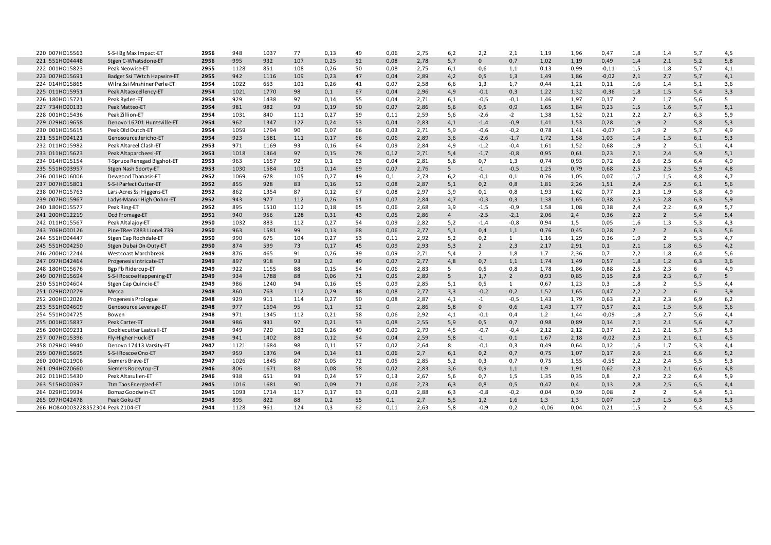| | | | | | | | | | | | | | | | | | | | | | |
|---|---|---|---|---|---|---|---|---|---|---|---|---|---|---|---|---|---|---|---|---|---|
| 220 | 007HO15563 | S-S-I Bg Max Impact-ET | **2956** | 948 | 1037 | 77 | 0,13 | 49 | 0,06 | 2,75 | 6,2 | 2,2 | 2,1 | 1,19 | 1,96 | 0,47 | 1,8 | 1,4 | 5,7 | 4,5 |
| 221 | 551HO04448 | Stgen C-Whatsdone-ET | **2956** | 995 | 932 | 107 | 0,25 | 52 | 0,08 | 2,78 | 5,7 | 0 | 0,7 | 1,02 | 1,19 | 0,49 | 1,4 | 2,1 | 5,2 | 5,8 |
| 222 | 001HO15823 | Peak Neowise-ET | **2955** | 1128 | 851 | 108 | 0,26 | 50 | 0,08 | 2,75 | 6,1 | 0,6 | 1,1 | 0,13 | 0,99 | -0,11 | 1,5 | 1,8 | 5,7 | 4,1 |
| 223 | 007HO15691 | Badger Ssi TWtch Hapwire-ET | **2955** | 942 | 1116 | 109 | 0,23 | 47 | 0,04 | 2,89 | 4,2 | 0,5 | 1,3 | 1,49 | 1,86 | -0,02 | 2,1 | 2,7 | 5,7 | 4,1 |
| 224 | 014HO15865 | Wilra Ssi Mnshiner Perle-ET | **2954** | 1022 | 653 | 101 | 0,26 | 41 | 0,07 | 2,58 | 6,6 | 1,3 | 1,7 | 0,44 | 1,21 | 0,11 | 1,6 | 1,4 | 5,1 | 3,6 |
| 225 | 011HO15951 | Peak Altaexcellency-ET | **2954** | 1021 | 1770 | 98 | 0,1 | 67 | 0,04 | 2,96 | 4,9 | -0,1 | 0,3 | 1,22 | 1,32 | -0,36 | 1,8 | 1,5 | 5,4 | 3,3 |
| 226 | 180HO15721 | Peak Ryden-ET | **2954** | 929 | 1438 | 97 | 0,14 | 55 | 0,04 | 2,71 | 6,1 | -0,5 | -0,1 | 1,46 | 1,97 | 0,17 | 2 | 1,7 | 5,6 | 5 |
| 227 | 734HO00133 | Peak Matteo-ET | **2954** | 981 | 982 | 93 | 0,19 | 50 | 0,07 | 2,86 | 5,6 | 0,5 | 0,9 | 1,65 | 1,84 | 0,23 | 1,5 | 1,6 | 5,7 | 5,1 |
| 228 | 001HO15436 | Peak Zillion-ET | **2954** | 1031 | 840 | 111 | 0,27 | 59 | 0,11 | 2,59 | 5,6 | -2,6 | -2 | 1,38 | 1,52 | 0,21 | 2,2 | 2,7 | 6,3 | 5,9 |
| 229 | 029HO19658 | Denovo 16701 Huntsville-ET | **2954** | 962 | 1347 | 122 | 0,24 | 53 | 0,04 | 2,83 | 4,1 | -1,4 | -0,9 | 1,41 | 1,53 | 0,28 | 1,9 | 2 | 5,8 | 5,3 |
| 230 | 001HO15615 | Peak Old Dutch-ET | **2954** | 1059 | 1794 | 90 | 0,07 | 66 | 0,03 | 2,71 | 5,9 | -0,6 | -0,2 | 0,78 | 1,41 | -0,07 | 1,9 | 2 | 5,7 | 4,9 |
| 231 | 551HO04121 | Genosource Jericho-ET | **2954** | 923 | 1581 | 111 | 0,17 | 66 | 0,06 | 2,89 | 3,6 | -2,6 | -1,7 | 1,72 | 1,58 | 1,03 | 1,4 | 1,5 | 6,1 | 5,3 |
| 232 | 011HO15982 | Peak Altareel Clash-ET | **2953** | 971 | 1169 | 93 | 0,16 | 64 | 0,09 | 2,84 | 4,9 | -1,2 | -0,4 | 1,61 | 1,52 | 0,68 | 1,9 | 2 | 5,1 | 4,4 |
| 233 | 011HO15623 | Peak Altaparcheesi-ET | **2953** | 1018 | 1364 | 97 | 0,15 | 78 | 0,12 | 2,71 | 5,4 | -1,7 | -0,8 | 0,95 | 0,61 | 0,23 | 2,1 | 2,4 | 5,9 | 5,1 |
| 234 | 014HO15154 | T-Spruce Renegad Bigshot-ET | **2953** | 963 | 1657 | 92 | 0,1 | 63 | 0,04 | 2,81 | 5,6 | 0,7 | 1,3 | 0,74 | 0,93 | 0,72 | 2,6 | 2,5 | 6,4 | 4,9 |
| 235 | 551HO03957 | Stgen Nash Sporty-ET | **2953** | 1030 | 1584 | 103 | 0,14 | 69 | 0,07 | 2,76 | 5 | -1 | -0,5 | 1,25 | 0,79 | 0,68 | 2,5 | 2,5 | 5,9 | 4,8 |
| 236 | 001HO16006 | Dewgood Thanasis-ET | **2952** | 1069 | 678 | 105 | 0,27 | 49 | 0,1 | 2,73 | 6,2 | -0,1 | 0,1 | 0,76 | 1,05 | 0,07 | 1,7 | 1,5 | 4,8 | 4,7 |
| 237 | 007HO15801 | S-S-I Parfect Cutter-ET | **2952** | 855 | 928 | 83 | 0,16 | 52 | 0,08 | 2,87 | 5,1 | 0,2 | 0,8 | 1,81 | 2,26 | 1,51 | 2,4 | 2,5 | 6,1 | 5,6 |
| 238 | 007HO15763 | Lars-Acres Ssi Higgens-ET | **2952** | 862 | 1354 | 87 | 0,12 | 67 | 0,08 | 2,97 | 3,9 | 0,1 | 0,8 | 1,93 | 1,62 | 0,77 | 2,3 | 1,9 | 5,8 | 4,9 |
| 239 | 007HO15967 | Ladys-Manor High Oohm-ET | **2952** | 943 | 977 | 112 | 0,26 | 51 | 0,07 | 2,84 | 4,7 | -0,3 | 0,3 | 1,38 | 1,65 | 0,38 | 2,5 | 2,8 | 6,3 | 5,9 |
| 240 | 180HO15577 | Peak Ring-ET | **2952** | 895 | 1510 | 112 | 0,18 | 65 | 0,06 | 2,68 | 3,9 | -1,5 | -0,9 | 1,58 | 1,08 | 0,38 | 2,4 | 2,2 | 6,9 | 5,7 |
| 241 | 200HO12219 | Ocd Fromage-ET | **2951** | 940 | 956 | 128 | 0,31 | 43 | 0,05 | 2,86 | 4 | -2,5 | -2,1 | 2,06 | 2,4 | 0,36 | 2,2 | 2 | 5,4 | 5,4 |
| 242 | 011HO15567 | Peak Altalajoy-ET | **2950** | 1032 | 883 | 112 | 0,27 | 54 | 0,09 | 2,82 | 5,2 | -1,4 | -0,8 | 0,94 | 1,5 | 0,05 | 1,6 | 1,3 | 5,3 | 4,3 |
| 243 | 706HO00126 | Pine-TRee 7883 Lionel 739 | **2950** | 963 | 1581 | 99 | 0,13 | 68 | 0,06 | 2,77 | 5,1 | 0,4 | 1,1 | 0,76 | 0,45 | 0,28 | 2 | 2 | 6,3 | 5,6 |
| 244 | 551HO04447 | Stgen Cap Rochdale-ET | **2950** | 990 | 675 | 104 | 0,27 | 53 | 0,11 | 2,92 | 5,2 | 0,2 | 1 | 1,16 | 1,29 | 0,36 | 1,9 | 2 | 5,3 | 4,7 |
| 245 | 551HO04250 | Stgen Dubai On-Duty-ET | **2950** | 874 | 599 | 73 | 0,17 | 45 | 0,09 | 2,93 | 5,3 | 2 | 2,3 | 2,17 | 2,91 | 0,1 | 2,1 | 1,8 | 6,5 | 4,2 |
| 246 | 200HO12244 | Westcoast Marchbreak | **2949** | 876 | 465 | 91 | 0,26 | 39 | 0,09 | 2,71 | 5,4 | 2 | 1,8 | 1,7 | 2,36 | 0,7 | 2,2 | 1,8 | 6,4 | 5,6 |
| 247 | 097HO42464 | Progenesis Intricate-ET | **2949** | 897 | 918 | 93 | 0,2 | 49 | 0,07 | 2,77 | 4,8 | 0,7 | 1,1 | 1,74 | 1,49 | 0,57 | 1,8 | 1,2 | 6,3 | 3,6 |
| 248 | 180HO15676 | Bgp Fb Ridercup-ET | **2949** | 922 | 1155 | 88 | 0,15 | 54 | 0,06 | 2,83 | 5 | 0,5 | 0,8 | 1,78 | 1,86 | 0,88 | 2,5 | 2,3 | 6 | 4,9 |
| 249 | 007HO15694 | S-S-I Roscoe Happening-ET | **2949** | 934 | 1788 | 88 | 0,06 | 71 | 0,05 | 2,89 | 5 | 1,7 | 2 | 0,93 | 0,85 | 0,15 | 2,8 | 2,3 | 6,7 | 5 |
| 250 | 551HO04604 | Stgen Cap Quincie-ET | **2949** | 986 | 1240 | 94 | 0,16 | 65 | 0,09 | 2,85 | 5,1 | 0,5 | 1 | 0,67 | 1,23 | 0,3 | 1,8 | 2 | 5,5 | 4,4 |
| 251 | 029HO20279 | Mecca | **2948** | 860 | 763 | 112 | 0,29 | 48 | 0,08 | 2,77 | 3,3 | -0,2 | 0,2 | 1,52 | 1,65 | 0,47 | 2,2 | 2 | 6 | 3,9 |
| 252 | 200HO12026 | Progenesis Prologue | **2948** | 929 | 911 | 114 | 0,27 | 50 | 0,08 | 2,87 | 4,1 | -1 | -0,5 | 1,43 | 1,79 | 0,63 | 2,3 | 2,3 | 6,9 | 6,2 |
| 253 | 551HO04609 | Genosource Leverage-ET | **2948** | 977 | 1694 | 95 | 0,1 | 52 | 0 | 2,86 | 5,8 | 0 | 0,6 | 1,43 | 1,77 | 0,57 | 2,1 | 1,5 | 5,6 | 3,6 |
| 254 | 551HO04725 | Bowen | **2948** | 971 | 1345 | 112 | 0,21 | 58 | 0,06 | 2,92 | 4,1 | -0,1 | 0,4 | 1,2 | 1,44 | -0,09 | 1,8 | 2,7 | 5,6 | 4,4 |
| 255 | 001HO15837 | Peak Carter-ET | **2948** | 986 | 931 | 97 | 0,21 | 53 | 0,08 | 2,55 | 5,9 | 0,5 | 0,7 | 0,98 | 0,89 | 0,14 | 2,1 | 2,1 | 5,6 | 4,7 |
| 256 | 200HO09231 | Cookiecutter Lastcall-ET | **2948** | 949 | 720 | 103 | 0,26 | 49 | 0,09 | 2,79 | 4,5 | -0,7 | -0,4 | 2,12 | 2,12 | 0,37 | 2,1 | 2,1 | 5,7 | 5,3 |
| 257 | 007HO15396 | Fly-Higher Huck-ET | **2948** | 941 | 1402 | 88 | 0,12 | 54 | 0,04 | 2,59 | 5,8 | -1 | 0,1 | 1,67 | 2,18 | -0,02 | 2,3 | 2,1 | 6,1 | 4,5 |
| 258 | 029HO19940 | Denovo 17413 Varsity-ET | **2947** | 1121 | 1684 | 98 | 0,11 | 57 | 0,02 | 2,64 | 8 | -0,1 | 0,3 | 0,49 | 0,64 | 0,12 | 1,6 | 1,7 | 5,3 | 4,4 |
| 259 | 007HO15695 | S-S-I Roscoe Ono-ET | **2947** | 959 | 1376 | 94 | 0,14 | 61 | 0,06 | 2,7 | 6,1 | 0,2 | 0,7 | 0,75 | 1,07 | 0,17 | 2,6 | 2,1 | 6,6 | 5,2 |
| 260 | 200HO11906 | Siemers Brave-ET | **2947** | 1026 | 1845 | 87 | 0,05 | 72 | 0,05 | 2,85 | 5,2 | 0,3 | 0,7 | 0,75 | 1,55 | -0,55 | 2,2 | 2,4 | 5,5 | 5,3 |
| 261 | 094HO20660 | Siemers Rockytop-ET | **2946** | 806 | 1671 | 88 | 0,08 | 58 | 0,02 | 2,83 | 3,6 | 0,9 | 1,1 | 1,9 | 1,91 | 0,62 | 2,3 | 2,1 | 6,6 | 4,8 |
| 262 | 011HO15430 | Peak Altasulien-ET | **2946** | 938 | 651 | 93 | 0,24 | 57 | 0,13 | 2,67 | 5,6 | 0,7 | 1,5 | 1,35 | 0,35 | 0,8 | 2,2 | 2,2 | 6,4 | 5,9 |
| 263 | 515HO00397 | Ttm Taos Energized-ET | **2945** | 1016 | 1681 | 90 | 0,09 | 71 | 0,06 | 2,73 | 6,3 | 0,8 | 0,5 | 0,47 | 0,4 | 0,13 | 2,8 | 2,5 | 6,5 | 4,4 |
| 264 | 029HO19934 | Bomaz Goodwin-ET | **2945** | 1093 | 1714 | 117 | 0,17 | 63 | 0,03 | 2,88 | 6,3 | -0,8 | -0,2 | 0,04 | 0,39 | 0,08 | 2 | 2 | 5,4 | 5,1 |
| 265 | 097HO42478 | Peak Goku-ET | **2945** | 895 | 822 | 88 | 0,2 | 55 | 0,1 | 2,7 | 5,5 | 1,2 | 1,6 | 1,3 | 1,3 | 0,07 | 1,9 | 1,5 | 6,3 | 5,3 |
| 266 | HO840003228352304 | Peak 2104-ET | **2944** | 1128 | 961 | 124 | 0,3 | 62 | 0,11 | 2,63 | 5,8 | -0,9 | 0,2 | -0,06 | 0,04 | 0,21 | 1,5 | 2 | 5,4 | 4,5 |